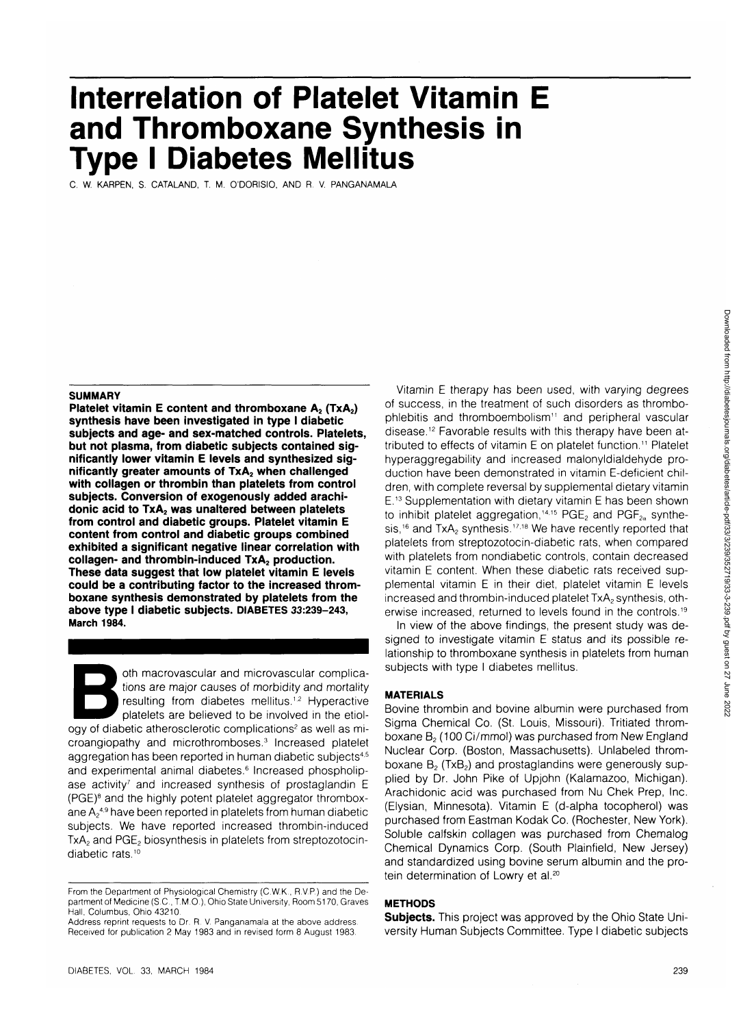# Interrelation of Platelet Vitamin E and Thromboxane Synthesis in Type I Diabetes Mellitus

C. W. KARPEN, S. CATALAND, T. M. O'DORISIO, AND R. V. PANGANAMALA

### SUMMARY

**Platelet vitamin E content and thromboxane $A_2$ ($TxA_2$) synthesis have been investigated in type I diabetic subjects and age- and sex-matched controls. Platelets, but not plasma, from diabetic subjects contained significantly lower vitamin E levels and synthesized significantly greater amounts of $TxA_2$ when challenged with collagen or thrombin than platelets from control subjects. Conversion of exogenously added arachidonic acid to $TxA_2$ was unaltered between platelets from control and diabetic groups. Platelet vitamin E content from control and diabetic groups combined exhibited a significant negative linear correlation with collagen- and thrombin-induced $TxA_2$ production. These data suggest that low platelet vitamin E levels could be a contributing factor to the increased thromboxane synthesis demonstrated by platelets from the above type I diabetic subjects. DIABETES 33:239–243, March 1984.**

Both macrovascular and microvascular complications are major causes of morbidity and mortality resulting from diabetes mellitus.[1,2] Hyperactive platelets are believed to be involved in the etiology of diabetic atherosclerotic complications[2] as well as microangiopathy and microthromboses.[3] Increased platelet aggregation has been reported in human diabetic subjects[4,5] and experimental animal diabetes.[6] Increased phospholipase activity[7] and increased synthesis of prostaglandin E (PGE)[8] and the highly potent platelet aggregator thromboxane $A_2$[4,9] have been reported in platelets from human diabetic subjects. We have reported increased thrombin-induced $TxA_2$ and $PGE_2$ biosynthesis in platelets from streptozotocin-diabetic rats.[10]

From the Department of Physiological Chemistry (C.W.K., R.V.P.) and the Department of Medicine (S.C., T.M.O.), Ohio State University, Room 5170, Graves Hall, Columbus, Ohio 43210.

Address reprint requests to Dr. R. V. Panganamala at the above address.

Received for publication 2 May 1983 and in revised form 8 August 1983.

Vitamin E therapy has been used, with varying degrees of success, in the treatment of such disorders as thrombophlebitis and thromboembolism[11] and peripheral vascular disease.[12] Favorable results with this therapy have been attributed to effects of vitamin E on platelet function.[11] Platelet hyperaggregability and increased malonyldialdehyde production have been demonstrated in vitamin E-deficient children, with complete reversal by supplemental dietary vitamin E.[13] Supplementation with dietary vitamin E has been shown to inhibit platelet aggregation,[14,15] $PGE_2$ and $PGF_{2\alpha}$ synthesis,[16] and $TxA_2$ synthesis.[17,18] We have recently reported that platelets from streptozotocin-diabetic rats, when compared with platelets from nondiabetic controls, contain decreased vitamin E content. When these diabetic rats received supplemental vitamin E in their diet, platelet vitamin E levels increased and thrombin-induced platelet $TxA_2$ synthesis, otherwise increased, returned to levels found in the controls.[19]

In view of the above findings, the present study was designed to investigate vitamin E status and its possible relationship to thromboxane synthesis in platelets from human subjects with type I diabetes mellitus.

## MATERIALS

Bovine thrombin and bovine albumin were purchased from Sigma Chemical Co. (St. Louis, Missouri). Tritiated thromboxane $B_2$ (100 Ci/mmol) was purchased from New England Nuclear Corp. (Boston, Massachusetts). Unlabeled thromboxane $B_2$ ($TxB_2$) and prostaglandins were generously supplied by Dr. John Pike of Upjohn (Kalamazoo, Michigan). Arachidonic acid was purchased from Nu Chek Prep, Inc. (Elysian, Minnesota). Vitamin E (d-alpha tocopherol) was purchased from Eastman Kodak Co. (Rochester, New York). Soluble calfskin collagen was purchased from Chemalog Chemical Dynamics Corp. (South Plainfield, New Jersey) and standardized using bovine serum albumin and the protein determination of Lowry et al.[20]

## METHODS

**Subjects.** This project was approved by the Ohio State University Human Subjects Committee. Type I diabetic subjects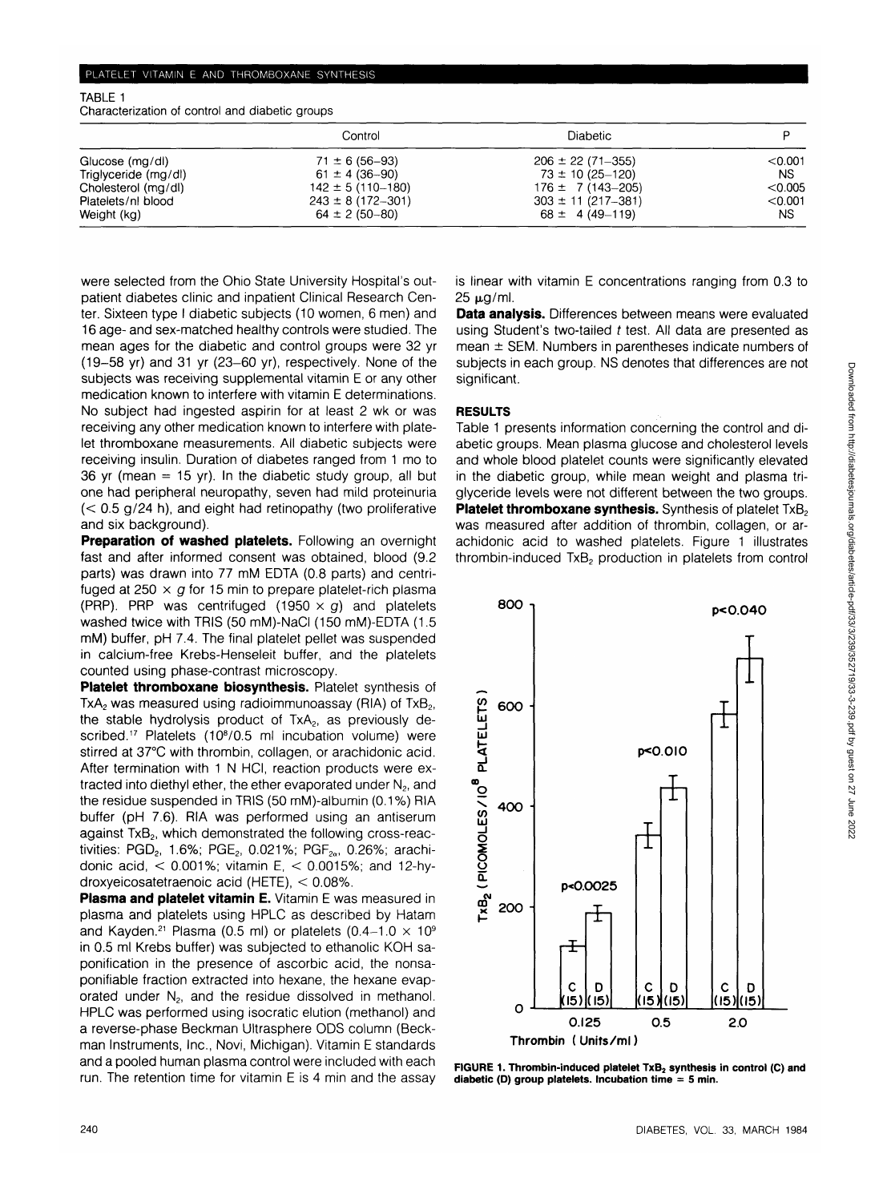TABLE 1
Characterization of control and diabetic groups

| | Control | Diabetic | P |
|---|---|---|---|
| Glucose (mg/dl) | 71 ± 6 (56–93) | 206 ± 22 (71–355) | <0.001 |
| Triglyceride (mg/dl) | 61 ± 4 (36–90) | 73 ± 10 (25–120) | NS |
| Cholesterol (mg/dl) | 142 ± 5 (110–180) | 176 ± 7 (143–205) | <0.005 |
| Platelets/nl blood | 243 ± 8 (172–301) | 303 ± 11 (217–381) | <0.001 |
| Weight (kg) | 64 ± 2 (50–80) | 68 ± 4 (49–119) | NS |

were selected from the Ohio State University Hospital's outpatient diabetes clinic and inpatient Clinical Research Center. Sixteen type I diabetic subjects (10 women, 6 men) and 16 age- and sex-matched healthy controls were studied. The mean ages for the diabetic and control groups were 32 yr (19–58 yr) and 31 yr (23–60 yr), respectively. None of the subjects was receiving supplemental vitamin E or any other medication known to interfere with vitamin E determinations. No subject had ingested aspirin for at least 2 wk or was receiving any other medication known to interfere with platelet thromboxane measurements. All diabetic subjects were receiving insulin. Duration of diabetes ranged from 1 mo to 36 yr (mean = 15 yr). In the diabetic study group, all but one had peripheral neuropathy, seven had mild proteinuria (< 0.5 g/24 h), and eight had retinopathy (two proliferative and six background).

**Preparation of washed platelets.** Following an overnight fast and after informed consent was obtained, blood (9.2 parts) was drawn into 77 mM EDTA (0.8 parts) and centrifuged at 250 × *g* for 15 min to prepare platelet-rich plasma (PRP). PRP was centrifuged (1950 × *g*) and platelets washed twice with TRIS (50 mM)-NaCl (150 mM)-EDTA (1.5 mM) buffer, pH 7.4. The final platelet pellet was suspended in calcium-free Krebs-Henseleit buffer, and the platelets counted using phase-contrast microscopy.

**Platelet thromboxane biosynthesis.** Platelet synthesis of $TxA_2$ was measured using radioimmunoassay (RIA) of $TxB_2$, the stable hydrolysis product of $TxA_2$, as previously described.[17] Platelets ($10^8$/0.5 ml incubation volume) were stirred at 37°C with thrombin, collagen, or arachidonic acid. After termination with 1 N HCl, reaction products were extracted into diethyl ether, the ether evaporated under $N_2$, and the residue suspended in TRIS (50 mM)-albumin (0.1%) RIA buffer (pH 7.6). RIA was performed using an antiserum against $TxB_2$, which demonstrated the following cross-reactivities: $PGD_2$, 1.6%; $PGE_2$, 0.021%; $PGF_{2\alpha}$, 0.26%; arachidonic acid, < 0.001%; vitamin E, < 0.0015%; and 12-hydroxyeicosatetraenoic acid (HETE), < 0.08%.

**Plasma and platelet vitamin E.** Vitamin E was measured in plasma and platelets using HPLC as described by Hatam and Kayden.[21] Plasma (0.5 ml) or platelets (0.4–1.0 × $10^9$ in 0.5 ml Krebs buffer) was subjected to ethanolic KOH saponification in the presence of ascorbic acid, the nonsaponifiable fraction extracted into hexane, the hexane evaporated under $N_2$, and the residue dissolved in methanol. HPLC was performed using isocratic elution (methanol) and a reverse-phase Beckman Ultrasphere ODS column (Beckman Instruments, Inc., Novi, Michigan). Vitamin E standards and a pooled human plasma control were included with each run. The retention time for vitamin E is 4 min and the assay is linear with vitamin E concentrations ranging from 0.3 to 25 μg/ml.

**Data analysis.** Differences between means were evaluated using Student's two-tailed *t* test. All data are presented as mean ± SEM. Numbers in parentheses indicate numbers of subjects in each group. NS denotes that differences are not significant.

## RESULTS

Table 1 presents information concerning the control and diabetic groups. Mean plasma glucose and cholesterol levels and whole blood platelet counts were significantly elevated in the diabetic group, while mean weight and plasma triglyceride levels were not different between the two groups.

**Platelet thromboxane synthesis.** Synthesis of platelet $TxB_2$ was measured after addition of thrombin, collagen, or arachidonic acid to washed platelets. Figure 1 illustrates thrombin-induced $TxB_2$ production in platelets from control

$TxB_2$ (PICOMOLES/$10^8$ PLATELETS)
800
600
400
200
0
p<0.0025
p<0.010
p<0.040
C D C D C D
(15) (15) (15) (15) (15) (15)
0.125 0.5 2.0
Thrombin (Units/ml)

**FIGURE 1. Thrombin-induced platelet $TxB_2$ synthesis in control (C) and diabetic (D) group platelets. Incubation time = 5 min.**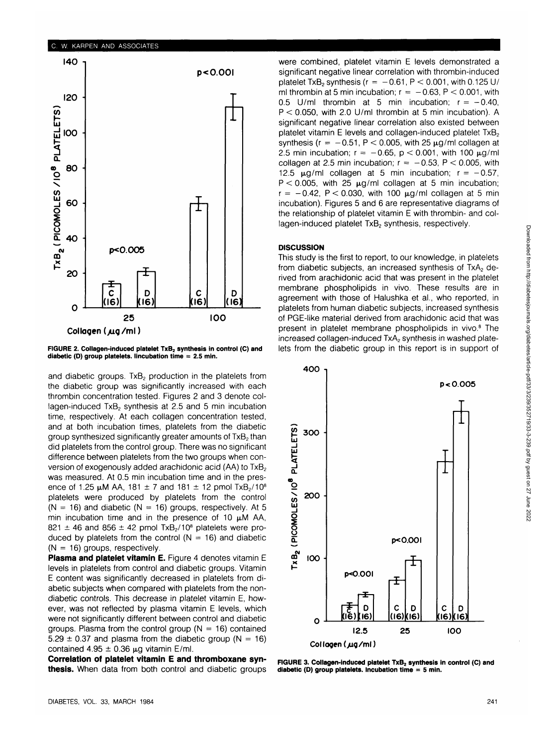FIGURE 2. Collagen-induced platelet $TxB_2$ synthesis in control (C) and diabetic (D) group platelets. Iincubation time = 2.5 min.

and diabetic groups. $TxB_2$ production in the platelets from the diabetic group was significantly increased with each thrombin concentration tested. Figures 2 and 3 denote collagen-induced $TxB_2$ synthesis at 2.5 and 5 min incubation time, respectively. At each collagen concentration tested, and at both incubation times, platelets from the diabetic group synthesized significantly greater amounts of $TxB_2$ than did platelets from the control group. There was no significant difference between platelets from the two groups when conversion of exogenously added arachidonic acid (AA) to $TxB_2$ was measured. At 0.5 min incubation time and in the presence of 1.25 μM AA, 181 ± 7 and 181 ± 12 pmol $TxB_2/10^8$ platelets were produced by platelets from the control (N = 16) and diabetic (N = 16) groups, respectively. At 5 min incubation time and in the presence of 10 μM AA, 821 ± 46 and 856 ± 42 pmol $TxB_2/10^8$ platelets were produced by platelets from the control (N = 16) and diabetic (N = 16) groups, respectively.

**Plasma and platelet vitamin E.** Figure 4 denotes vitamin E levels in platelets from control and diabetic groups. Vitamin E content was significantly decreased in platelets from diabetic subjects when compared with platelets from the nondiabetic controls. This decrease in platelet vitamin E, however, was not reflected by plasma vitamin E levels, which were not significantly different between control and diabetic groups. Plasma from the control group (N = 16) contained 5.29 ± 0.37 and plasma from the diabetic group (N = 16) contained 4.95 ± 0.36 μg vitamin E/ml.

**Correlation of platelet vitamin E and thromboxane synthesis.** When data from both control and diabetic groups were combined, platelet vitamin E levels demonstrated a significant negative linear correlation with thrombin-induced platelet $TxB_2$ synthesis ($r = -0.61$, $P < 0.001$, with 0.125 U/ml thrombin at 5 min incubation; $r = -0.63$, $P < 0.001$, with 0.5 U/ml thrombin at 5 min incubation; $r = -0.40$, $P < 0.050$, with 2.0 U/ml thrombin at 5 min incubation). A significant negative linear correlation also existed between platelet vitamin E levels and collagen-induced platelet $TxB_2$ synthesis ($r = -0.51$, $P < 0.005$, with 25 μg/ml collagen at 2.5 min incubation; $r = -0.65$, $p < 0.001$, with 100 μg/ml collagen at 2.5 min incubation; $r = -0.53$, $P < 0.005$, with 12.5 μg/ml collagen at 5 min incubation; $r = -0.57$, $P < 0.005$, with 25 μg/ml collagen at 5 min incubation; $r = -0.42$, $P < 0.030$, with 100 μg/ml collagen at 5 min incubation). Figures 5 and 6 are representative diagrams of the relationship of platelet vitamin E with thrombin- and collagen-induced platelet $TxB_2$ synthesis, respectively.

## DISCUSSION

This study is the first to report, to our knowledge, in platelets from diabetic subjects, an increased synthesis of $TxA_2$ derived from arachidonic acid that was present in the platelet membrane phospholipids in vivo. These results are in agreement with those of Halushka et al., who reported, in platelets from human diabetic subjects, increased synthesis of PGE-like material derived from arachidonic acid that was present in platelet membrane phospholipids in vivo.[8] The increased collagen-induced $TxA_2$ synthesis in washed platelets from the diabetic group in this report is in support of

FIGURE 3. Collagen-induced platelet $TxB_2$ synthesis in control (C) and diabetic (D) group platelets. Incubation time = 5 min.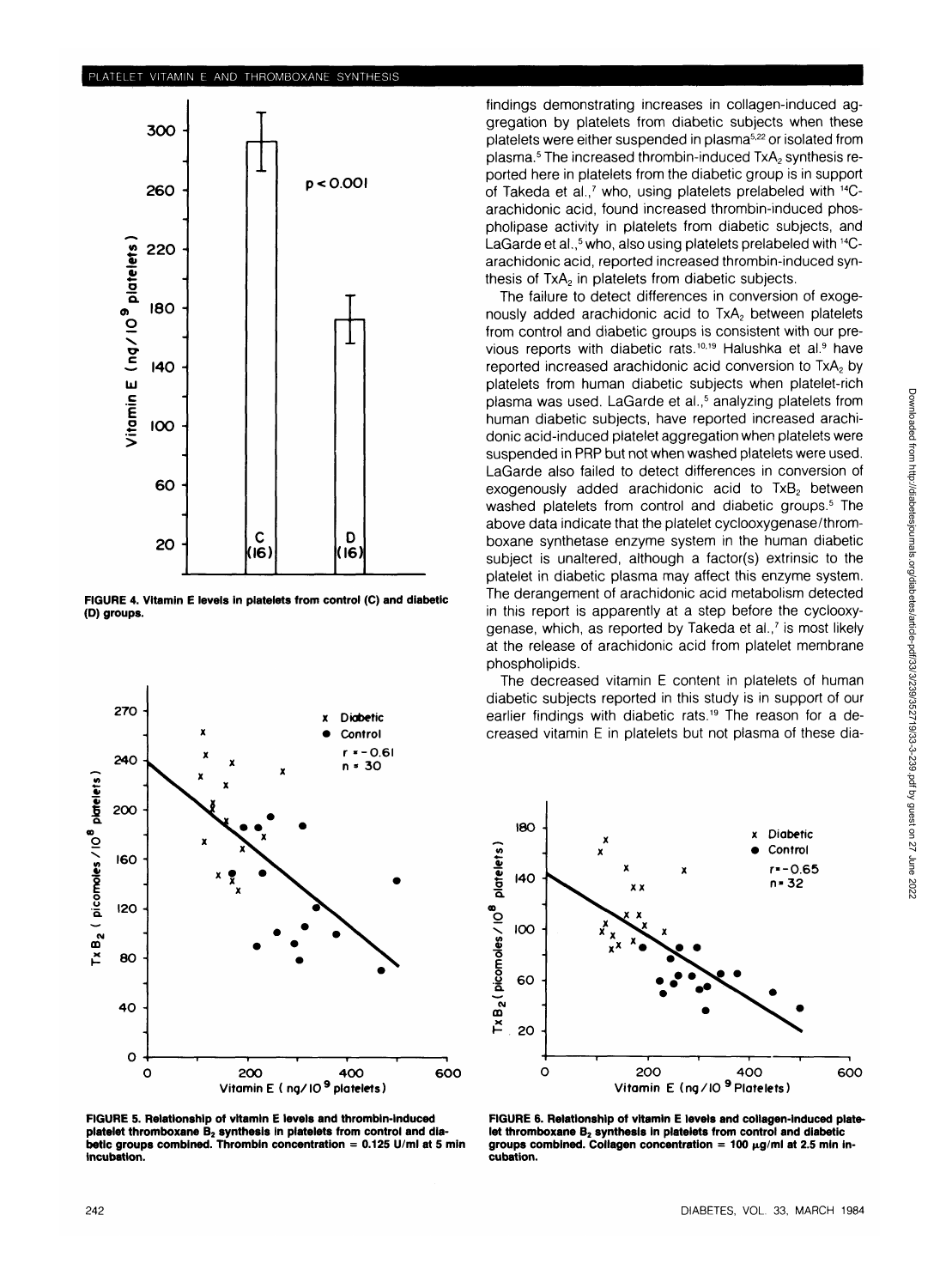Vitamin E (ng/10⁹ platelets)

300

260

220

180

140

100

60

20

p < 0.001

C (16)

D (16)

FIGURE 4. Vitamin E levels in platelets from control (C) and diabetic (D) groups.

TxB₂ (picomoles/10⁸ platelets)

270

240

200

160

120

80

40

0

x Diabetic

● Control

r = -0.61

n = 30

0 200 400 600

Vitamin E (ng/10⁹ platelets)

FIGURE 5. Relationship of vitamin E levels and thrombin-induced platelet thromboxane $B_2$ synthesis in platelets from control and diabetic groups combined. Thrombin concentration = 0.125 U/ml at 5 min incubation.

findings demonstrating increases in collagen-induced aggregation by platelets from diabetic subjects when these platelets were either suspended in plasma[5,22] or isolated from plasma.[5] The increased thrombin-induced $TxA_2$ synthesis reported here in platelets from the diabetic group is in support of Takeda et al.,[7] who, using platelets prelabeled with $^{14}C$-arachidonic acid, found increased thrombin-induced phospholipase activity in platelets from diabetic subjects, and LaGarde et al.,[5] who, also using platelets prelabeled with $^{14}C$-arachidonic acid, reported increased thrombin-induced synthesis of $TxA_2$ in platelets from diabetic subjects.

The failure to detect differences in conversion of exogenously added arachidonic acid to $TxA_2$ between platelets from control and diabetic groups is consistent with our previous reports with diabetic rats.[10,19] Halushka et al.[9] have reported increased arachidonic acid conversion to $TxA_2$ by platelets from human diabetic subjects when platelet-rich plasma was used. LaGarde et al.,[5] analyzing platelets from human diabetic subjects, have reported increased arachidonic acid-induced platelet aggregation when platelets were suspended in PRP but not when washed platelets were used. LaGarde also failed to detect differences in conversion of exogenously added arachidonic acid to $TxB_2$ between washed platelets from control and diabetic groups.[5] The above data indicate that the platelet cyclooxygenase/thromboxane synthetase enzyme system in the human diabetic subject is unaltered, although a factor(s) extrinsic to the platelet in diabetic plasma may affect this enzyme system. The derangement of arachidonic acid metabolism detected in this report is apparently at a step before the cyclooxygenase, which, as reported by Takeda et al.,[7] is most likely at the release of arachidonic acid from platelet membrane phospholipids.

The decreased vitamin E content in platelets of human diabetic subjects reported in this study is in support of our earlier findings with diabetic rats.[19] The reason for a decreased vitamin E in platelets but not plasma of these dia-

TxB₂ (picomoles/10⁸ platelets)

180

140

100

60

20

x Diabetic

● Control

r = -0.65

n = 32

0 200 400 600

Vitamin E (ng/10⁹ Platelets)

FIGURE 6. Relationship of vitamin E levels and collagen-induced platelet thromboxane $B_2$ synthesis in platelets from control and diabetic groups combined. Collagen concentration = 100 μg/ml at 2.5 min incubation.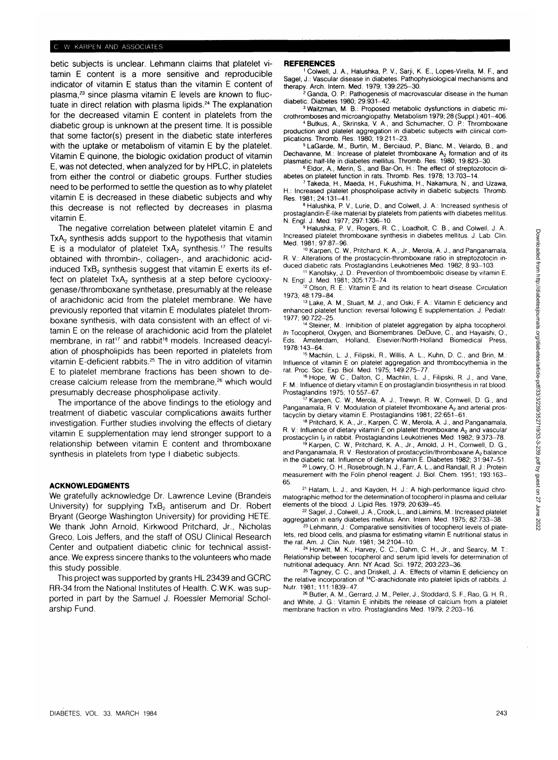betic subjects is unclear. Lehmann claims that platelet vitamin E content is a more sensitive and reproducible indicator of vitamin E status than the vitamin E content of plasma,[23] since plasma vitamin E levels are known to fluctuate in direct relation with plasma lipids.[24] The explanation for the decreased vitamin E content in platelets from the diabetic group is unknown at the present time. It is possible that some factor(s) present in the diabetic state interferes with the uptake or metabolism of vitamin E by the platelet. Vitamin E quinone, the biologic oxidation product of vitamin E, was not detected, when analyzed for by HPLC, in platelets from either the control or diabetic groups. Further studies need to be performed to settle the question as to why platelet vitamin E is decreased in these diabetic subjects and why this decrease is not reflected by decreases in plasma vitamin E.

The negative correlation between platelet vitamin E and $TxA_2$ synthesis adds support to the hypothesis that vitamin E is a modulator of platelet $TxA_2$ synthesis.[17] The results obtained with thrombin-, collagen-, and arachidonic acid-induced $TxB_2$ synthesis suggest that vitamin E exerts its effect on platelet $TxA_2$ synthesis at a step before cyclooxygenase/thromboxane synthetase, presumably at the release of arachidonic acid from the platelet membrane. We have previously reported that vitamin E modulates platelet thromboxane synthesis, with data consistent with an effect of vitamin E on the release of arachidonic acid from the platelet membrane, in rat[17] and rabbit[18] models. Increased deacylation of phospholipids has been reported in platelets from vitamin E-deficient rabbits.[25] The in vitro addition of vitamin E to platelet membrane fractions has been shown to decrease calcium release from the membrane,[26] which would presumably decrease phospholipase activity.

The importance of the above findings to the etiology and treatment of diabetic vascular complications awaits further investigation. Further studies involving the effects of dietary vitamin E supplementation may lend stronger support to a relationship between vitamin E content and thromboxane synthesis in platelets from type I diabetic subjects.

## ACKNOWLEDGMENTS

We gratefully acknowledge Dr. Lawrence Levine (Brandeis University) for supplying $TxB_2$ antiserum and Dr. Robert Bryant (George Washington University) for providing HETE. We thank John Arnold, Kirkwood Pritchard, Jr., Nicholas Greco, Lois Jeffers, and the staff of OSU Clinical Research Center and outpatient diabetic clinic for technical assistance. We express sincere thanks to the volunteers who made this study possible.

This project was supported by grants HL 23439 and GCRC RR-34 from the National Institutes of Health. C.W.K. was supported in part by the Samuel J. Roessler Memorial Scholarship Fund.

## REFERENCES

1. Colwell, J. A., Halushka, P. V., Sarji, K. E., Lopes-Virella, M. F., and Sagel, J.: Vascular disease in diabetes. Pathophysiological mechanisms and therapy. Arch. Intern. Med. 1979; 139:225–30.
2. Ganda, O. P.: Pathogenesis of macrovascular disease in the human diabetic. Diabetes 1980; 29:931–42.
3. Waitzman, M. B.: Proposed metabolic dysfunctions in diabetic microthromboses and microangiopathy. Metabolism 1979; 28 (Suppl.):401–406.
4. Butkus, A., Skrinska, V. A., and Schumacher, O. P.: Thromboxane production and platelet aggregation in diabetic subjects with clinical complications. Thromb. Res. 1980; 19:211–23.
5. LaGarde, M., Burtin, M., Berciaud, P., Blanc, M., Velardo, B., and Dechavanne, M.: Increase of platelet thromboxane $A_2$ formation and of its plasmatic half-life in diabetes mellitus. Thromb. Res. 1980; 19:823–30.
6. Eldor, A., Merin, S., and Bar-On, H.: The effect of streptozotocin diabetes on platelet function in rats. Thromb. Res. 1978; 13:703–14.
7. Takeda, H., Maeda, H., Fukushima, H., Nakamura, N., and Uzawa, H.: Increased platelet phospholipase activity in diabetic subjects. Thromb. Res. 1981; 24:131–41.
8. Halushka, P. V., Lurie, D., and Colwell, J. A.: Increased synthesis of prostaglandin-E-like material by platelets from patients with diabetes mellitus. N. Engl. J. Med. 1977; 297:1306–10.
9. Halushka, P. V., Rogers, R. C., Loadholt, C. B., and Colwell, J. A.: Increased platelet thromboxane synthesis in diabetes mellitus. J. Lab. Clin. Med. 1981; 97:87–96.
10. Karpen, C. W., Pritchard, K. A., Jr., Merola, A. J., and Panganamala, R. V.: Alterations of the prostacyclin-thromboxane ratio in streptozotocin induced diabetic rats. Prostaglandins Leukotrienes Med. 1982; 8:93–103.
11. Kanofsky, J. D.: Prevention of thromboembolic disease by vitamin E. N. Engl. J. Med. 1981; 305:173–74.
12. Olson, R. E.: Vitamin E and its relation to heart disease. Circulation 1973; 48:179–84.
13. Lake, A. M., Stuart, M. J., and Oski, F. A.: Vitamin E deficiency and enhanced platelet function: reversal following E supplementation. J. Pediatr. 1977; 90:722–25.
14. Steiner, M.: Inhibition of platelet aggregation by alpha tocopherol. *In* Tocopherol, Oxygen, and Biomembranes. DeDuve, C., and Hayaishi, O., Eds. Amsterdam, Holland, Elsevier/North-Holland Biomedical Press, 1978:143–64.
15. Machlin, L. J., Filipski, R., Willis, A. L., Kuhn, D. C., and Brin, M.: Influence of vitamin E on platelet aggregation and thrombocythemia in the rat. Proc. Soc. Exp. Biol. Med. 1975; 149:275–77.
16. Hope, W. C., Dalton, C., Machlin, L. J., Filipski, R. J., and Vane, F. M.: Influence of dietary vitamin E on prostaglandin biosynthesis in rat blood. Prostaglandins 1975; 10:557–67.
17. Karpen, C. W., Merola, A. J., Trewyn, R. W., Cornwell, D. G., and Panganamala, R. V.: Modulation of platelet thromboxane $A_2$ and arterial prostacyclin by dietary vitamin E. Prostaglandins 1981; 22:651–61.
18. Pritchard, K. A., Jr., Karpen, C. W., Merola, A. J., and Panganamala, R. V.: Influence of dietary vitamin E on platelet thromboxane $A_2$ and vascular prostacyclin $I_2$ in rabbit. Prostaglandins Leukotrienes Med. 1982; 9:373–78.
19. Karpen, C. W., Pritchard, K. A., Jr., Arnold, J. H., Cornwell, D. G., and Panganamala, R. V.: Restoration of prostacyclin/thromboxane $A_2$ balance in the diabetic rat. Influence of dietary vitamin E. Diabetes 1982; 31:947–51.
20. Lowry, O. H., Rosebrough, N. J., Farr, A. L., and Randall, R. J.: Protein measurement with the Folin phenol reagent. J. Biol. Chem. 1951; 193:163–65.
21. Hatam, L. J., and Kayden, H. J.: A high-performance liquid chromatographic method for the determination of tocopherol in plasma and cellular elements of the blood. J. Lipid Res. 1979; 20:639–45.
22. Sagel, J., Colwell, J. A., Crook, L., and Laimins, M.: Increased platelet aggregation in early diabetes mellitus. Ann. Intern. Med. 1975; 82:733–38.
23. Lehmann, J.: Comparative sensitivities of tocopherol levels of platelets, red blood cells, and plasma for estimating vitamin E nutritional status in the rat. Am. J. Clin. Nutr. 1981; 34:2104–10.
24. Horwitt, M. K., Harvey, C. C., Dahm, C. H., Jr., and Searcy, M. T.: Relationship between tocopherol and serum lipid levels for determination of nutritional adequacy. Ann. NY Acad. Sci. 1972; 203:223–36.
25. Tagney, C. C., and Driskell, J. A.: Effects of vitamin E deficiency on the relative incorporation of $^{14}C$-arachidonate into platelet lipids of rabbits. J. Nutr. 1981; 111:1839–47.
26. Butler, A. M., Gerrard, J. M., Peller, J., Stoddard, S. F., Rao, G. H. R., and White, J. G.: Vitamin E inhibits the release of calcium from a platelet membrane fraction in vitro. Prostaglandins Med. 1979; 2:203–16.